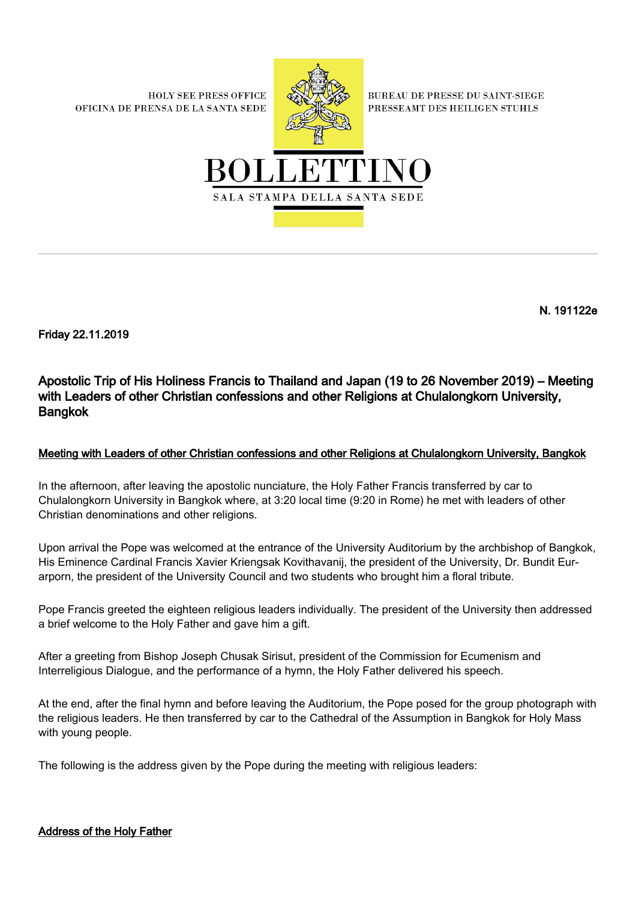HOLY SEE PRESS OFFICE
OFICINA DE PRENSA DE LA SANTA SEDE

BUREAU DE PRESSE DU SAINT-SIEGE
PRESSEAMT DES HEILIGEN STUHLS

# BOLLETTINO

SALA STAMPA DELLA SANTA SEDE

---

**N. 191122e**

**Friday 22.11.2019**

## Apostolic Trip of His Holiness Francis to Thailand and Japan (19 to 26 November 2019) – Meeting with Leaders of other Christian confessions and other Religions at Chulalongkorn University, Bangkok

### Meeting with Leaders of other Christian confessions and other Religions at Chulalongkorn University, Bangkok

In the afternoon, after leaving the apostolic nunciature, the Holy Father Francis transferred by car to Chulalongkorn University in Bangkok where, at 3:20 local time (9:20 in Rome) he met with leaders of other Christian denominations and other religions.

Upon arrival the Pope was welcomed at the entrance of the University Auditorium by the archbishop of Bangkok, His Eminence Cardinal Francis Xavier Kriengsak Kovithavanij, the president of the University, Dr. Bundit Eur-arporn, the president of the University Council and two students who brought him a floral tribute.

Pope Francis greeted the eighteen religious leaders individually. The president of the University then addressed a brief welcome to the Holy Father and gave him a gift.

After a greeting from Bishop Joseph Chusak Sirisut, president of the Commission for Ecumenism and Interreligious Dialogue, and the performance of a hymn, the Holy Father delivered his speech.

At the end, after the final hymn and before leaving the Auditorium, the Pope posed for the group photograph with the religious leaders. He then transferred by car to the Cathedral of the Assumption in Bangkok for Holy Mass with young people.

The following is the address given by the Pope during the meeting with religious leaders:

### Address of the Holy Father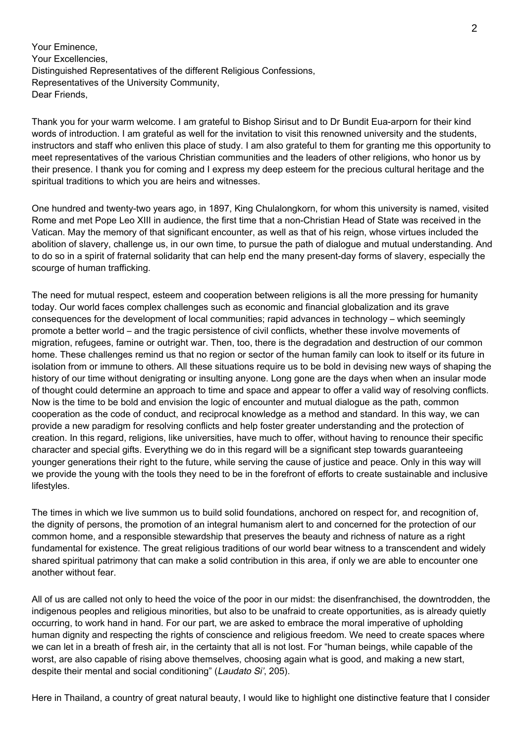Your Eminence,
Your Excellencies,
Distinguished Representatives of the different Religious Confessions,
Representatives of the University Community,
Dear Friends,

Thank you for your warm welcome. I am grateful to Bishop Sirisut and to Dr Bundit Eua-arporn for their kind words of introduction. I am grateful as well for the invitation to visit this renowned university and the students, instructors and staff who enliven this place of study. I am also grateful to them for granting me this opportunity to meet representatives of the various Christian communities and the leaders of other religions, who honor us by their presence. I thank you for coming and I express my deep esteem for the precious cultural heritage and the spiritual traditions to which you are heirs and witnesses.

One hundred and twenty-two years ago, in 1897, King Chulalongkorn, for whom this university is named, visited Rome and met Pope Leo XIII in audience, the first time that a non-Christian Head of State was received in the Vatican. May the memory of that significant encounter, as well as that of his reign, whose virtues included the abolition of slavery, challenge us, in our own time, to pursue the path of dialogue and mutual understanding. And to do so in a spirit of fraternal solidarity that can help end the many present-day forms of slavery, especially the scourge of human trafficking.

The need for mutual respect, esteem and cooperation between religions is all the more pressing for humanity today. Our world faces complex challenges such as economic and financial globalization and its grave consequences for the development of local communities; rapid advances in technology – which seemingly promote a better world – and the tragic persistence of civil conflicts, whether these involve movements of migration, refugees, famine or outright war. Then, too, there is the degradation and destruction of our common home. These challenges remind us that no region or sector of the human family can look to itself or its future in isolation from or immune to others. All these situations require us to be bold in devising new ways of shaping the history of our time without denigrating or insulting anyone. Long gone are the days when when an insular mode of thought could determine an approach to time and space and appear to offer a valid way of resolving conflicts. Now is the time to be bold and envision the logic of encounter and mutual dialogue as the path, common cooperation as the code of conduct, and reciprocal knowledge as a method and standard. In this way, we can provide a new paradigm for resolving conflicts and help foster greater understanding and the protection of creation. In this regard, religions, like universities, have much to offer, without having to renounce their specific character and special gifts. Everything we do in this regard will be a significant step towards guaranteeing younger generations their right to the future, while serving the cause of justice and peace. Only in this way will we provide the young with the tools they need to be in the forefront of efforts to create sustainable and inclusive lifestyles.

The times in which we live summon us to build solid foundations, anchored on respect for, and recognition of, the dignity of persons, the promotion of an integral humanism alert to and concerned for the protection of our common home, and a responsible stewardship that preserves the beauty and richness of nature as a right fundamental for existence. The great religious traditions of our world bear witness to a transcendent and widely shared spiritual patrimony that can make a solid contribution in this area, if only we are able to encounter one another without fear.

All of us are called not only to heed the voice of the poor in our midst: the disenfranchised, the downtrodden, the indigenous peoples and religious minorities, but also to be unafraid to create opportunities, as is already quietly occurring, to work hand in hand. For our part, we are asked to embrace the moral imperative of upholding human dignity and respecting the rights of conscience and religious freedom. We need to create spaces where we can let in a breath of fresh air, in the certainty that all is not lost. For "human beings, while capable of the worst, are also capable of rising above themselves, choosing again what is good, and making a new start, despite their mental and social conditioning" (*Laudato Si'*, 205).

Here in Thailand, a country of great natural beauty, I would like to highlight one distinctive feature that I consider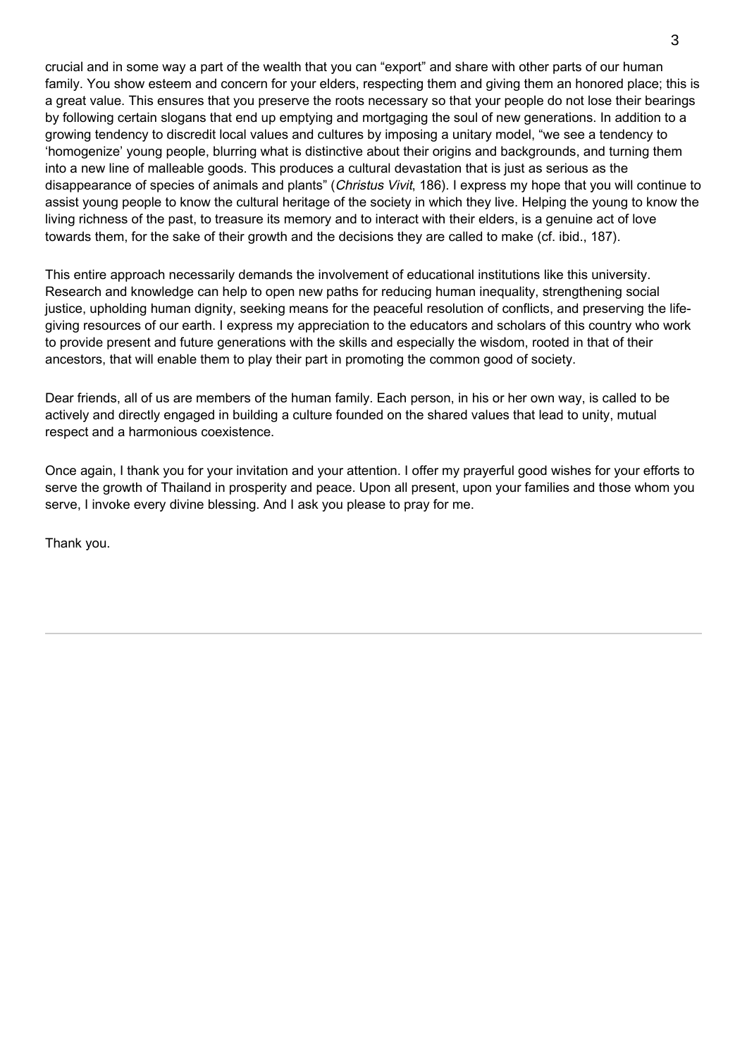crucial and in some way a part of the wealth that you can “export” and share with other parts of our human family. You show esteem and concern for your elders, respecting them and giving them an honored place; this is a great value. This ensures that you preserve the roots necessary so that your people do not lose their bearings by following certain slogans that end up emptying and mortgaging the soul of new generations. In addition to a growing tendency to discredit local values and cultures by imposing a unitary model, “we see a tendency to ‘homogenize’ young people, blurring what is distinctive about their origins and backgrounds, and turning them into a new line of malleable goods. This produces a cultural devastation that is just as serious as the disappearance of species of animals and plants” (*Christus Vivit*, 186). I express my hope that you will continue to assist young people to know the cultural heritage of the society in which they live. Helping the young to know the living richness of the past, to treasure its memory and to interact with their elders, is a genuine act of love towards them, for the sake of their growth and the decisions they are called to make (cf. ibid., 187).

This entire approach necessarily demands the involvement of educational institutions like this university. Research and knowledge can help to open new paths for reducing human inequality, strengthening social justice, upholding human dignity, seeking means for the peaceful resolution of conflicts, and preserving the life-giving resources of our earth. I express my appreciation to the educators and scholars of this country who work to provide present and future generations with the skills and especially the wisdom, rooted in that of their ancestors, that will enable them to play their part in promoting the common good of society.

Dear friends, all of us are members of the human family. Each person, in his or her own way, is called to be actively and directly engaged in building a culture founded on the shared values that lead to unity, mutual respect and a harmonious coexistence.

Once again, I thank you for your invitation and your attention. I offer my prayerful good wishes for your efforts to serve the growth of Thailand in prosperity and peace. Upon all present, upon your families and those whom you serve, I invoke every divine blessing. And I ask you please to pray for me.

Thank you.